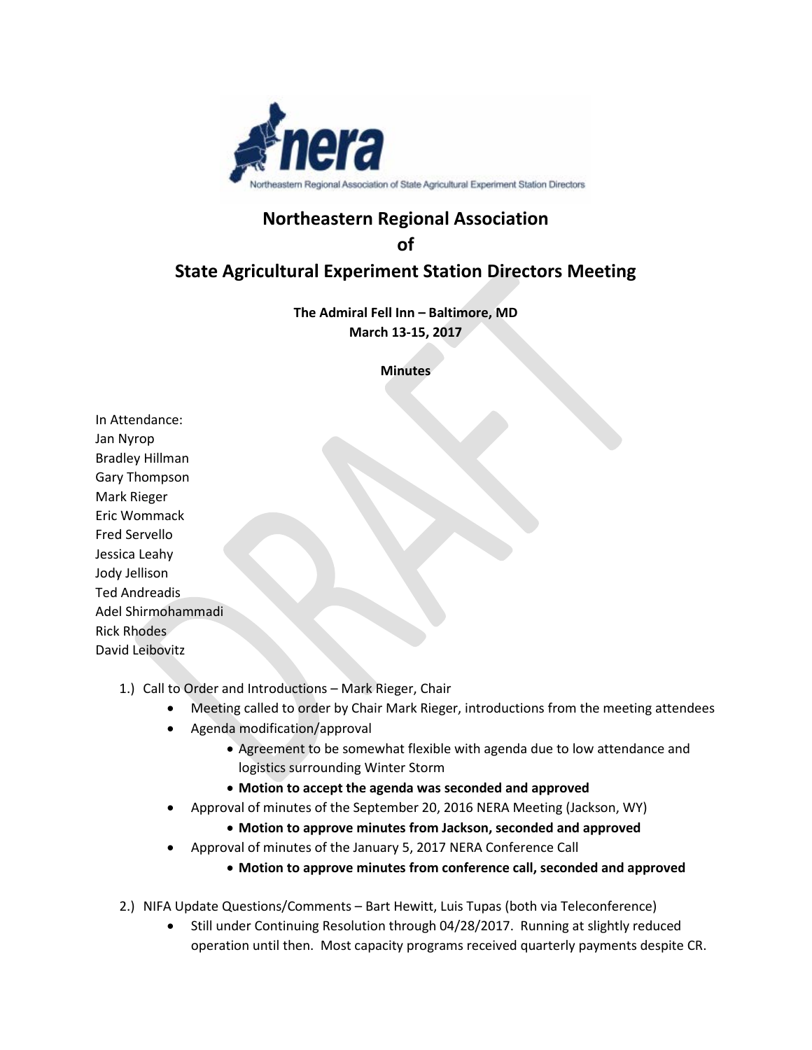# Northeastern Regional Association of State Agricultural Experiment Station Directors Meeting

**The Admiral Fell Inn – Baltimore, MD**
**March 13-15, 2017**

**Minutes**

In Attendance:
Jan Nyrop
Bradley Hillman
Gary Thompson
Mark Rieger
Eric Wommack
Fred Servello
Jessica Leahy
Jody Jellison
Ted Andreadis
Adel Shirmohammadi
Rick Rhodes
David Leibovitz

1.) Call to Order and Introductions – Mark Rieger, Chair
   - Meeting called to order by Chair Mark Rieger, introductions from the meeting attendees
   - Agenda modification/approval
     - Agreement to be somewhat flexible with agenda due to low attendance and logistics surrounding Winter Storm
     - **Motion to accept the agenda was seconded and approved**
   - Approval of minutes of the September 20, 2016 NERA Meeting (Jackson, WY)
     - **Motion to approve minutes from Jackson, seconded and approved**
   - Approval of minutes of the January 5, 2017 NERA Conference Call
     - **Motion to approve minutes from conference call, seconded and approved**

2.) NIFA Update Questions/Comments – Bart Hewitt, Luis Tupas (both via Teleconference)
   - Still under Continuing Resolution through 04/28/2017. Running at slightly reduced operation until then. Most capacity programs received quarterly payments despite CR.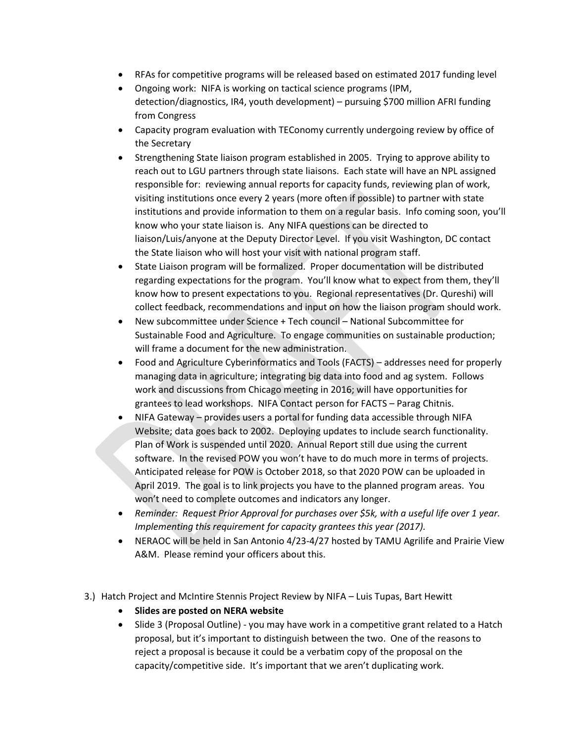- RFAs for competitive programs will be released based on estimated 2017 funding level
- Ongoing work: NIFA is working on tactical science programs (IPM, detection/diagnostics, IR4, youth development) – pursuing $700 million AFRI funding from Congress
- Capacity program evaluation with TEConomy currently undergoing review by office of the Secretary
- Strengthening State liaison program established in 2005. Trying to approve ability to reach out to LGU partners through state liaisons. Each state will have an NPL assigned responsible for: reviewing annual reports for capacity funds, reviewing plan of work, visiting institutions once every 2 years (more often if possible) to partner with state institutions and provide information to them on a regular basis. Info coming soon, you'll know who your state liaison is. Any NIFA questions can be directed to liaison/Luis/anyone at the Deputy Director Level. If you visit Washington, DC contact the State liaison who will host your visit with national program staff.
- State Liaison program will be formalized. Proper documentation will be distributed regarding expectations for the program. You'll know what to expect from them, they'll know how to present expectations to you. Regional representatives (Dr. Qureshi) will collect feedback, recommendations and input on how the liaison program should work.
- New subcommittee under Science + Tech council – National Subcommittee for Sustainable Food and Agriculture. To engage communities on sustainable production; will frame a document for the new administration.
- Food and Agriculture Cyberinformatics and Tools (FACTS) – addresses need for properly managing data in agriculture; integrating big data into food and ag system. Follows work and discussions from Chicago meeting in 2016; will have opportunities for grantees to lead workshops. NIFA Contact person for FACTS – Parag Chitnis.
- NIFA Gateway – provides users a portal for funding data accessible through NIFA Website; data goes back to 2002. Deploying updates to include search functionality. Plan of Work is suspended until 2020. Annual Report still due using the current software. In the revised POW you won't have to do much more in terms of projects. Anticipated release for POW is October 2018, so that 2020 POW can be uploaded in April 2019. The goal is to link projects you have to the planned program areas. You won't need to complete outcomes and indicators any longer.
- *Reminder: Request Prior Approval for purchases over $5k, with a useful life over 1 year. Implementing this requirement for capacity grantees this year (2017).*
- NERAOC will be held in San Antonio 4/23-4/27 hosted by TAMU Agrilife and Prairie View A&M. Please remind your officers about this.

3.) Hatch Project and McIntire Stennis Project Review by NIFA – Luis Tupas, Bart Hewitt

- **Slides are posted on NERA website**
- Slide 3 (Proposal Outline) - you may have work in a competitive grant related to a Hatch proposal, but it's important to distinguish between the two. One of the reasons to reject a proposal is because it could be a verbatim copy of the proposal on the capacity/competitive side. It's important that we aren't duplicating work.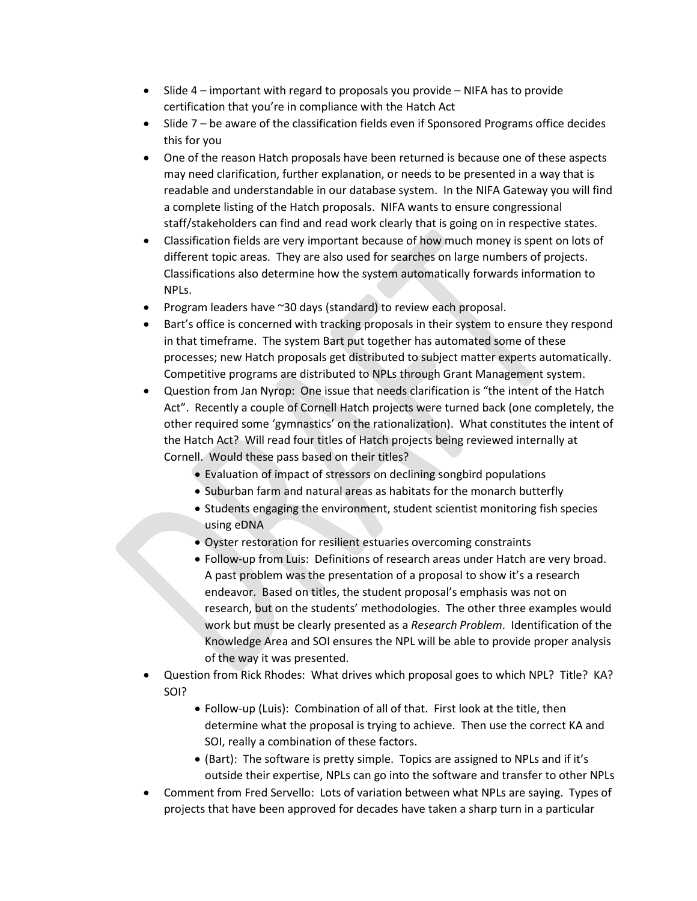- Slide 4 – important with regard to proposals you provide – NIFA has to provide certification that you're in compliance with the Hatch Act
- Slide 7 – be aware of the classification fields even if Sponsored Programs office decides this for you
- One of the reason Hatch proposals have been returned is because one of these aspects may need clarification, further explanation, or needs to be presented in a way that is readable and understandable in our database system. In the NIFA Gateway you will find a complete listing of the Hatch proposals. NIFA wants to ensure congressional staff/stakeholders can find and read work clearly that is going on in respective states.
- Classification fields are very important because of how much money is spent on lots of different topic areas. They are also used for searches on large numbers of projects. Classifications also determine how the system automatically forwards information to NPLs.
- Program leaders have ~30 days (standard) to review each proposal.
- Bart's office is concerned with tracking proposals in their system to ensure they respond in that timeframe. The system Bart put together has automated some of these processes; new Hatch proposals get distributed to subject matter experts automatically. Competitive programs are distributed to NPLs through Grant Management system.
- Question from Jan Nyrop: One issue that needs clarification is "the intent of the Hatch Act". Recently a couple of Cornell Hatch projects were turned back (one completely, the other required some 'gymnastics' on the rationalization). What constitutes the intent of the Hatch Act? Will read four titles of Hatch projects being reviewed internally at Cornell. Would these pass based on their titles?
    - Evaluation of impact of stressors on declining songbird populations
    - Suburban farm and natural areas as habitats for the monarch butterfly
    - Students engaging the environment, student scientist monitoring fish species using eDNA
    - Oyster restoration for resilient estuaries overcoming constraints
    - Follow-up from Luis: Definitions of research areas under Hatch are very broad. A past problem was the presentation of a proposal to show it's a research endeavor. Based on titles, the student proposal's emphasis was not on research, but on the students' methodologies. The other three examples would work but must be clearly presented as a *Research Problem*. Identification of the Knowledge Area and SOI ensures the NPL will be able to provide proper analysis of the way it was presented.
- Question from Rick Rhodes: What drives which proposal goes to which NPL? Title? KA? SOI?
    - Follow-up (Luis): Combination of all of that. First look at the title, then determine what the proposal is trying to achieve. Then use the correct KA and SOI, really a combination of these factors.
    - (Bart): The software is pretty simple. Topics are assigned to NPLs and if it's outside their expertise, NPLs can go into the software and transfer to other NPLs
- Comment from Fred Servello: Lots of variation between what NPLs are saying. Types of projects that have been approved for decades have taken a sharp turn in a particular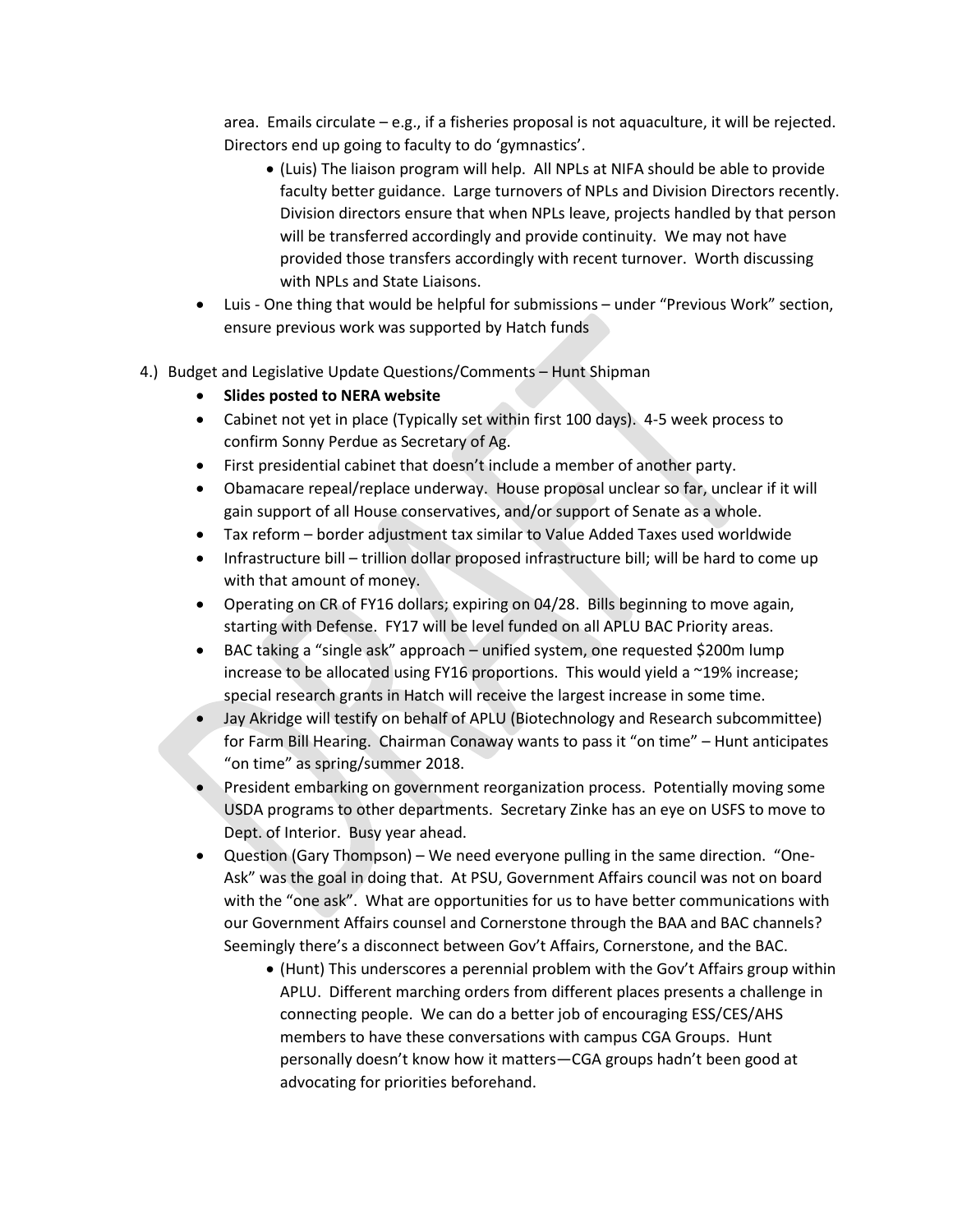area. Emails circulate – e.g., if a fisheries proposal is not aquaculture, it will be rejected. Directors end up going to faculty to do 'gymnastics'.

  - (Luis) The liaison program will help. All NPLs at NIFA should be able to provide faculty better guidance. Large turnovers of NPLs and Division Directors recently. Division directors ensure that when NPLs leave, projects handled by that person will be transferred accordingly and provide continuity. We may not have provided those transfers accordingly with recent turnover. Worth discussing with NPLs and State Liaisons.

- Luis - One thing that would be helpful for submissions – under "Previous Work" section, ensure previous work was supported by Hatch funds

4.) Budget and Legislative Update Questions/Comments – Hunt Shipman

- **Slides posted to NERA website**
- Cabinet not yet in place (Typically set within first 100 days). 4-5 week process to confirm Sonny Perdue as Secretary of Ag.
- First presidential cabinet that doesn't include a member of another party.
- Obamacare repeal/replace underway. House proposal unclear so far, unclear if it will gain support of all House conservatives, and/or support of Senate as a whole.
- Tax reform – border adjustment tax similar to Value Added Taxes used worldwide
- Infrastructure bill – trillion dollar proposed infrastructure bill; will be hard to come up with that amount of money.
- Operating on CR of FY16 dollars; expiring on 04/28. Bills beginning to move again, starting with Defense. FY17 will be level funded on all APLU BAC Priority areas.
- BAC taking a "single ask" approach – unified system, one requested \$200m lump increase to be allocated using FY16 proportions. This would yield a ~19% increase; special research grants in Hatch will receive the largest increase in some time.
- Jay Akridge will testify on behalf of APLU (Biotechnology and Research subcommittee) for Farm Bill Hearing. Chairman Conaway wants to pass it "on time" – Hunt anticipates "on time" as spring/summer 2018.
- President embarking on government reorganization process. Potentially moving some USDA programs to other departments. Secretary Zinke has an eye on USFS to move to Dept. of Interior. Busy year ahead.
- Question (Gary Thompson) – We need everyone pulling in the same direction. "One-Ask" was the goal in doing that. At PSU, Government Affairs council was not on board with the "one ask". What are opportunities for us to have better communications with our Government Affairs counsel and Cornerstone through the BAA and BAC channels? Seemingly there's a disconnect between Gov't Affairs, Cornerstone, and the BAC.
  - (Hunt) This underscores a perennial problem with the Gov't Affairs group within APLU. Different marching orders from different places presents a challenge in connecting people. We can do a better job of encouraging ESS/CES/AHS members to have these conversations with campus CGA Groups. Hunt personally doesn't know how it matters—CGA groups hadn't been good at advocating for priorities beforehand.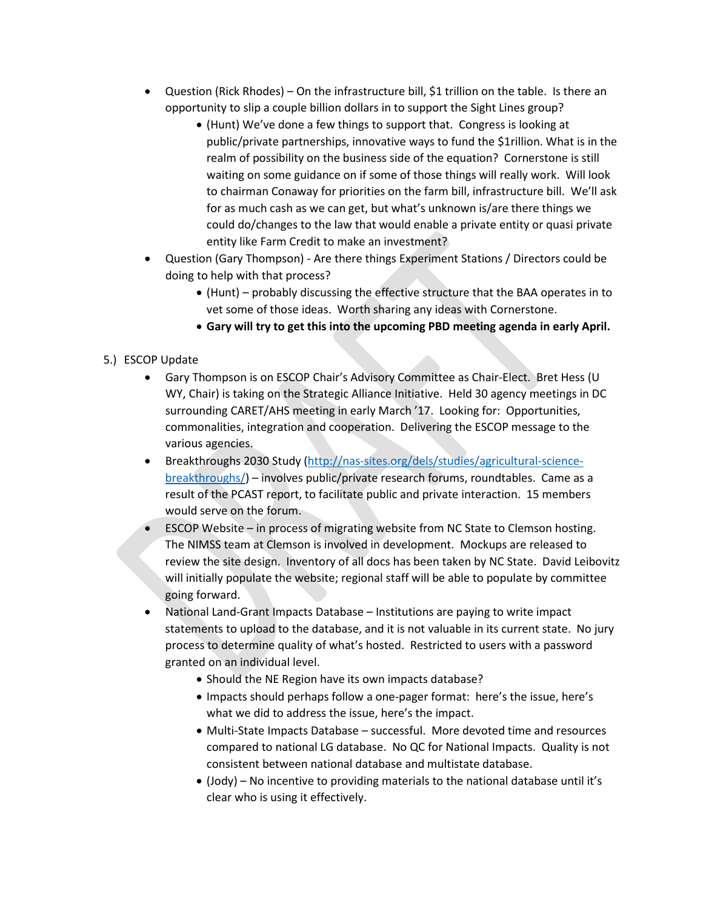- Question (Rick Rhodes) – On the infrastructure bill, $1 trillion on the table. Is there an opportunity to slip a couple billion dollars in to support the Sight Lines group?
    - (Hunt) We've done a few things to support that. Congress is looking at public/private partnerships, innovative ways to fund the $1rillion. What is in the realm of possibility on the business side of the equation? Cornerstone is still waiting on some guidance on if some of those things will really work. Will look to chairman Conaway for priorities on the farm bill, infrastructure bill. We'll ask for as much cash as we can get, but what's unknown is/are there things we could do/changes to the law that would enable a private entity or quasi private entity like Farm Credit to make an investment?
- Question (Gary Thompson) - Are there things Experiment Stations / Directors could be doing to help with that process?
    - (Hunt) – probably discussing the effective structure that the BAA operates in to vet some of those ideas. Worth sharing any ideas with Cornerstone.
    - **Gary will try to get this into the upcoming PBD meeting agenda in early April.**

5.) ESCOP Update

- Gary Thompson is on ESCOP Chair's Advisory Committee as Chair-Elect. Bret Hess (U WY, Chair) is taking on the Strategic Alliance Initiative. Held 30 agency meetings in DC surrounding CARET/AHS meeting in early March '17. Looking for: Opportunities, commonalities, integration and cooperation. Delivering the ESCOP message to the various agencies.
- Breakthroughs 2030 Study ([http://nas-sites.org/dels/studies/agricultural-science-breakthroughs/](http://nas-sites.org/dels/studies/agricultural-science-breakthroughs/)) – involves public/private research forums, roundtables. Came as a result of the PCAST report, to facilitate public and private interaction. 15 members would serve on the forum.
- ESCOP Website – in process of migrating website from NC State to Clemson hosting. The NIMSS team at Clemson is involved in development. Mockups are released to review the site design. Inventory of all docs has been taken by NC State. David Leibovitz will initially populate the website; regional staff will be able to populate by committee going forward.
- National Land-Grant Impacts Database – Institutions are paying to write impact statements to upload to the database, and it is not valuable in its current state. No jury process to determine quality of what's hosted. Restricted to users with a password granted on an individual level.
    - Should the NE Region have its own impacts database?
    - Impacts should perhaps follow a one-pager format: here's the issue, here's what we did to address the issue, here's the impact.
    - Multi-State Impacts Database – successful. More devoted time and resources compared to national LG database. No QC for National Impacts. Quality is not consistent between national database and multistate database.
    - (Jody) – No incentive to providing materials to the national database until it's clear who is using it effectively.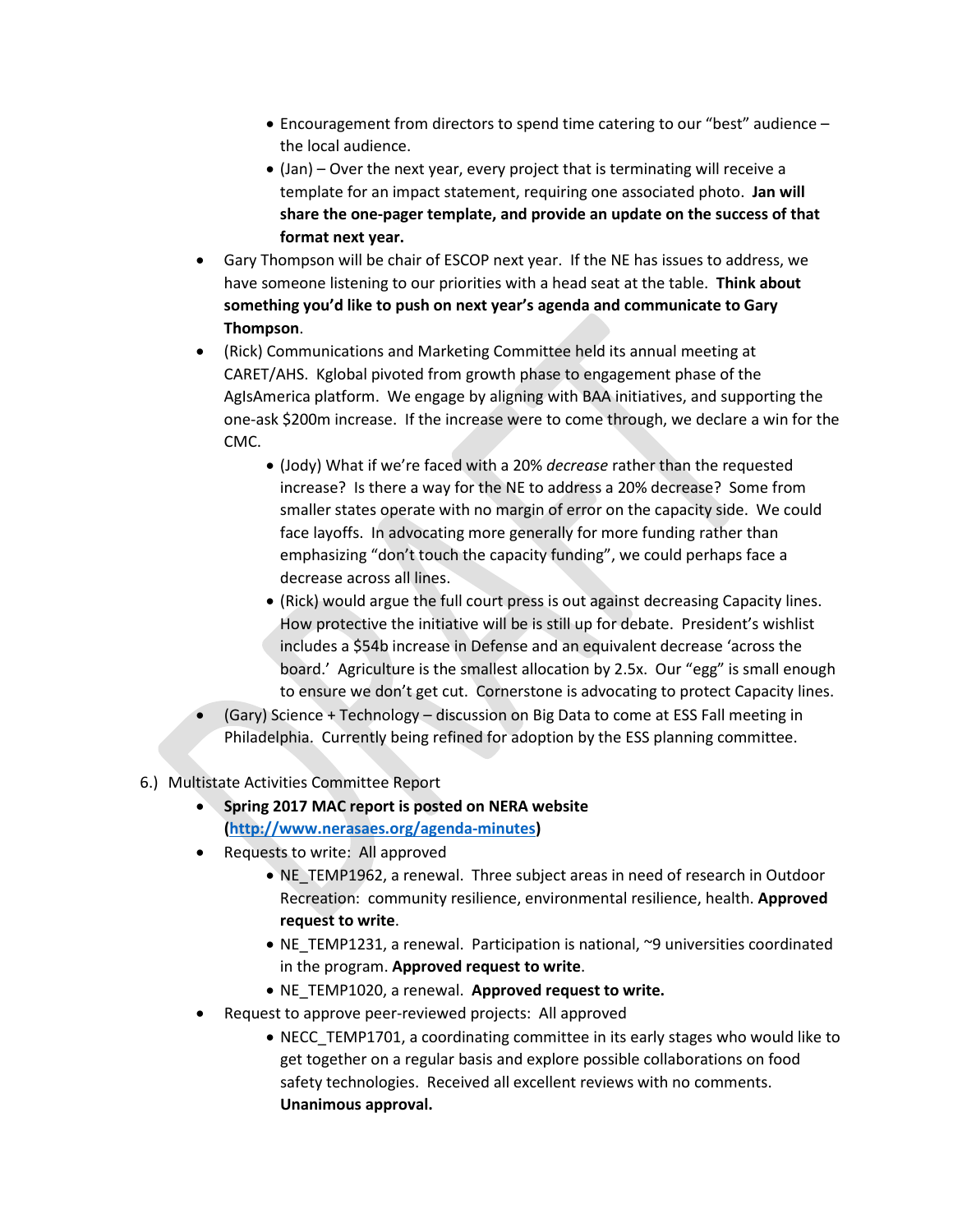- Encouragement from directors to spend time catering to our “best” audience – the local audience.
    - (Jan) – Over the next year, every project that is terminating will receive a template for an impact statement, requiring one associated photo. **Jan will share the one-pager template, and provide an update on the success of that format next year.**
- Gary Thompson will be chair of ESCOP next year. If the NE has issues to address, we have someone listening to our priorities with a head seat at the table. **Think about something you’d like to push on next year’s agenda and communicate to Gary Thompson**.
- (Rick) Communications and Marketing Committee held its annual meeting at CARET/AHS. Kglobal pivoted from growth phase to engagement phase of the AgIsAmerica platform. We engage by aligning with BAA initiatives, and supporting the one-ask $200m increase. If the increase were to come through, we declare a win for the CMC.
    - (Jody) What if we’re faced with a 20% *decrease* rather than the requested increase? Is there a way for the NE to address a 20% decrease? Some from smaller states operate with no margin of error on the capacity side. We could face layoffs. In advocating more generally for more funding rather than emphasizing “don’t touch the capacity funding”, we could perhaps face a decrease across all lines.
    - (Rick) would argue the full court press is out against decreasing Capacity lines. How protective the initiative will be is still up for debate. President’s wishlist includes a $54b increase in Defense and an equivalent decrease ‘across the board.’ Agriculture is the smallest allocation by 2.5x. Our “egg” is small enough to ensure we don’t get cut. Cornerstone is advocating to protect Capacity lines.
- (Gary) Science + Technology – discussion on Big Data to come at ESS Fall meeting in Philadelphia. Currently being refined for adoption by the ESS planning committee.

6.) Multistate Activities Committee Report

- **Spring 2017 MAC report is posted on NERA website ([http://www.nerasaes.org/agenda-minutes](http://www.nerasaes.org/agenda-minutes))**
- Requests to write: All approved
    - NE_TEMP1962, a renewal. Three subject areas in need of research in Outdoor Recreation: community resilience, environmental resilience, health. **Approved request to write**.
    - NE_TEMP1231, a renewal. Participation is national, ~9 universities coordinated in the program. **Approved request to write**.
    - NE_TEMP1020, a renewal. **Approved request to write.**
- Request to approve peer-reviewed projects: All approved
    - NECC_TEMP1701, a coordinating committee in its early stages who would like to get together on a regular basis and explore possible collaborations on food safety technologies. Received all excellent reviews with no comments. **Unanimous approval.**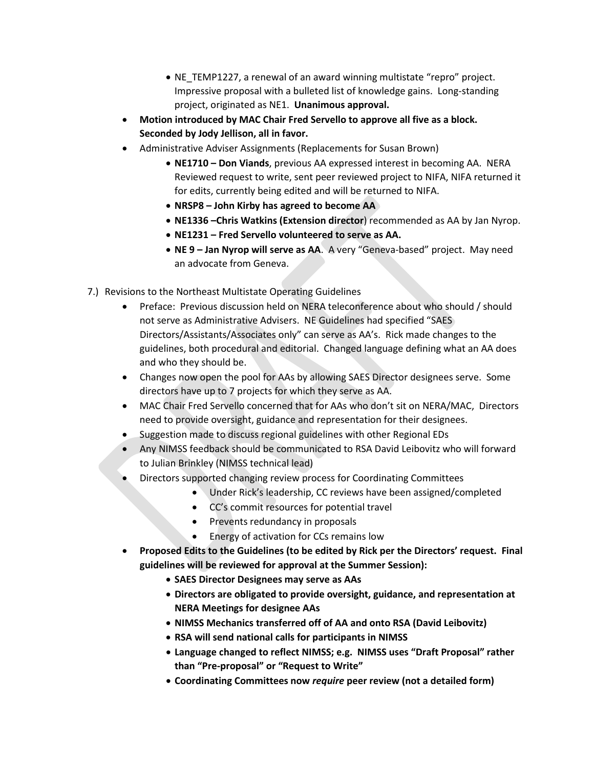- NE_TEMP1227, a renewal of an award winning multistate "repro" project. Impressive proposal with a bulleted list of knowledge gains. Long-standing project, originated as NE1. **Unanimous approval.**

- **Motion introduced by MAC Chair Fred Servello to approve all five as a block. Seconded by Jody Jellison, all in favor.**
- Administrative Adviser Assignments (Replacements for Susan Brown)
  - **NE1710 – Don Viands**, previous AA expressed interest in becoming AA. NERA Reviewed request to write, sent peer reviewed project to NIFA, NIFA returned it for edits, currently being edited and will be returned to NIFA.
  - **NRSP8 – John Kirby has agreed to become AA**
  - **NE1336 –Chris Watkins (Extension director**) recommended as AA by Jan Nyrop.
  - **NE1231 – Fred Servello volunteered to serve as AA.**
  - **NE 9 – Jan Nyrop will serve as AA**. A very "Geneva-based" project. May need an advocate from Geneva.

7.) Revisions to the Northeast Multistate Operating Guidelines

- Preface: Previous discussion held on NERA teleconference about who should / should not serve as Administrative Advisers. NE Guidelines had specified "SAES Directors/Assistants/Associates only" can serve as AA's. Rick made changes to the guidelines, both procedural and editorial. Changed language defining what an AA does and who they should be.
- Changes now open the pool for AAs by allowing SAES Director designees serve. Some directors have up to 7 projects for which they serve as AA.
- MAC Chair Fred Servello concerned that for AAs who don't sit on NERA/MAC, Directors need to provide oversight, guidance and representation for their designees.
- Suggestion made to discuss regional guidelines with other Regional EDs
- Any NIMSS feedback should be communicated to RSA David Leibovitz who will forward to Julian Brinkley (NIMSS technical lead)
- Directors supported changing review process for Coordinating Committees
  - Under Rick's leadership, CC reviews have been assigned/completed
  - CC's commit resources for potential travel
  - Prevents redundancy in proposals
  - Energy of activation for CCs remains low
- **Proposed Edits to the Guidelines (to be edited by Rick per the Directors' request. Final guidelines will be reviewed for approval at the Summer Session):**
  - **SAES Director Designees may serve as AAs**
  - **Directors are obligated to provide oversight, guidance, and representation at NERA Meetings for designee AAs**
  - **NIMSS Mechanics transferred off of AA and onto RSA (David Leibovitz)**
  - **RSA will send national calls for participants in NIMSS**
  - **Language changed to reflect NIMSS; e.g. NIMSS uses "Draft Proposal" rather than "Pre-proposal" or "Request to Write"**
  - **Coordinating Committees now *require* peer review (not a detailed form)**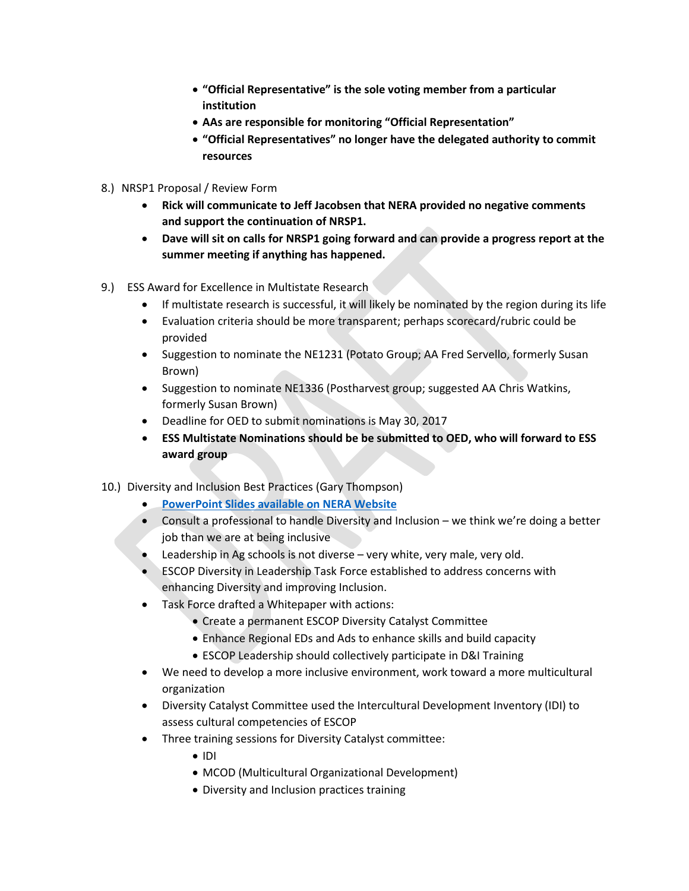- **“Official Representative” is the sole voting member from a particular institution**
   - **AAs are responsible for monitoring “Official Representation”**
   - **“Official Representatives” no longer have the delegated authority to commit resources**

8.) NRSP1 Proposal / Review Form

- **Rick will communicate to Jeff Jacobsen that NERA provided no negative comments and support the continuation of NRSP1.**
- **Dave will sit on calls for NRSP1 going forward and can provide a progress report at the summer meeting if anything has happened.**

9.) ESS Award for Excellence in Multistate Research

- If multistate research is successful, it will likely be nominated by the region during its life
- Evaluation criteria should be more transparent; perhaps scorecard/rubric could be provided
- Suggestion to nominate the NE1231 (Potato Group; AA Fred Servello, formerly Susan Brown)
- Suggestion to nominate NE1336 (Postharvest group; suggested AA Chris Watkins, formerly Susan Brown)
- Deadline for OED to submit nominations is May 30, 2017
- **ESS Multistate Nominations should be be submitted to OED, who will forward to ESS award group**

10.) Diversity and Inclusion Best Practices (Gary Thompson)

- **PowerPoint Slides available on NERA Website**
- Consult a professional to handle Diversity and Inclusion – we think we’re doing a better job than we are at being inclusive
- Leadership in Ag schools is not diverse – very white, very male, very old.
- ESCOP Diversity in Leadership Task Force established to address concerns with enhancing Diversity and improving Inclusion.
- Task Force drafted a Whitepaper with actions:
  - Create a permanent ESCOP Diversity Catalyst Committee
  - Enhance Regional EDs and Ads to enhance skills and build capacity
  - ESCOP Leadership should collectively participate in D&I Training
- We need to develop a more inclusive environment, work toward a more multicultural organization
- Diversity Catalyst Committee used the Intercultural Development Inventory (IDI) to assess cultural competencies of ESCOP
- Three training sessions for Diversity Catalyst committee:
  - IDI
  - MCOD (Multicultural Organizational Development)
  - Diversity and Inclusion practices training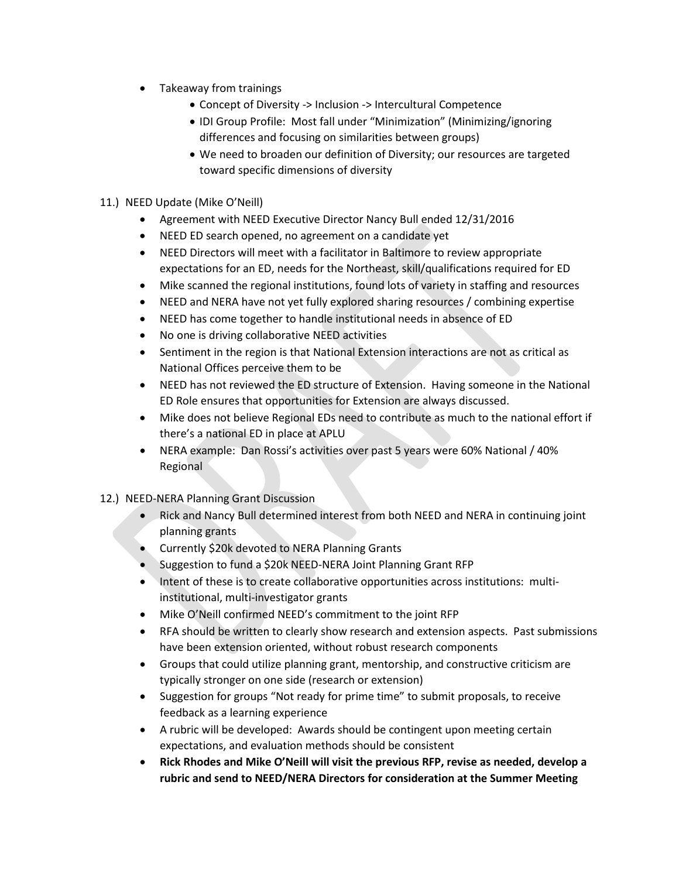- Takeaway from trainings
    - Concept of Diversity -> Inclusion -> Intercultural Competence
    - IDI Group Profile: Most fall under "Minimization" (Minimizing/ignoring differences and focusing on similarities between groups)
    - We need to broaden our definition of Diversity; our resources are targeted toward specific dimensions of diversity

11.) NEED Update (Mike O'Neill)

- Agreement with NEED Executive Director Nancy Bull ended 12/31/2016
- NEED ED search opened, no agreement on a candidate yet
- NEED Directors will meet with a facilitator in Baltimore to review appropriate expectations for an ED, needs for the Northeast, skill/qualifications required for ED
- Mike scanned the regional institutions, found lots of variety in staffing and resources
- NEED and NERA have not yet fully explored sharing resources / combining expertise
- NEED has come together to handle institutional needs in absence of ED
- No one is driving collaborative NEED activities
- Sentiment in the region is that National Extension interactions are not as critical as National Offices perceive them to be
- NEED has not reviewed the ED structure of Extension. Having someone in the National ED Role ensures that opportunities for Extension are always discussed.
- Mike does not believe Regional EDs need to contribute as much to the national effort if there's a national ED in place at APLU
- NERA example: Dan Rossi's activities over past 5 years were 60% National / 40% Regional

12.) NEED-NERA Planning Grant Discussion

- Rick and Nancy Bull determined interest from both NEED and NERA in continuing joint planning grants
- Currently $20k devoted to NERA Planning Grants
- Suggestion to fund a $20k NEED-NERA Joint Planning Grant RFP
- Intent of these is to create collaborative opportunities across institutions: multi-institutional, multi-investigator grants
- Mike O'Neill confirmed NEED's commitment to the joint RFP
- RFA should be written to clearly show research and extension aspects. Past submissions have been extension oriented, without robust research components
- Groups that could utilize planning grant, mentorship, and constructive criticism are typically stronger on one side (research or extension)
- Suggestion for groups "Not ready for prime time" to submit proposals, to receive feedback as a learning experience
- A rubric will be developed: Awards should be contingent upon meeting certain expectations, and evaluation methods should be consistent
- **Rick Rhodes and Mike O'Neill will visit the previous RFP, revise as needed, develop a rubric and send to NEED/NERA Directors for consideration at the Summer Meeting**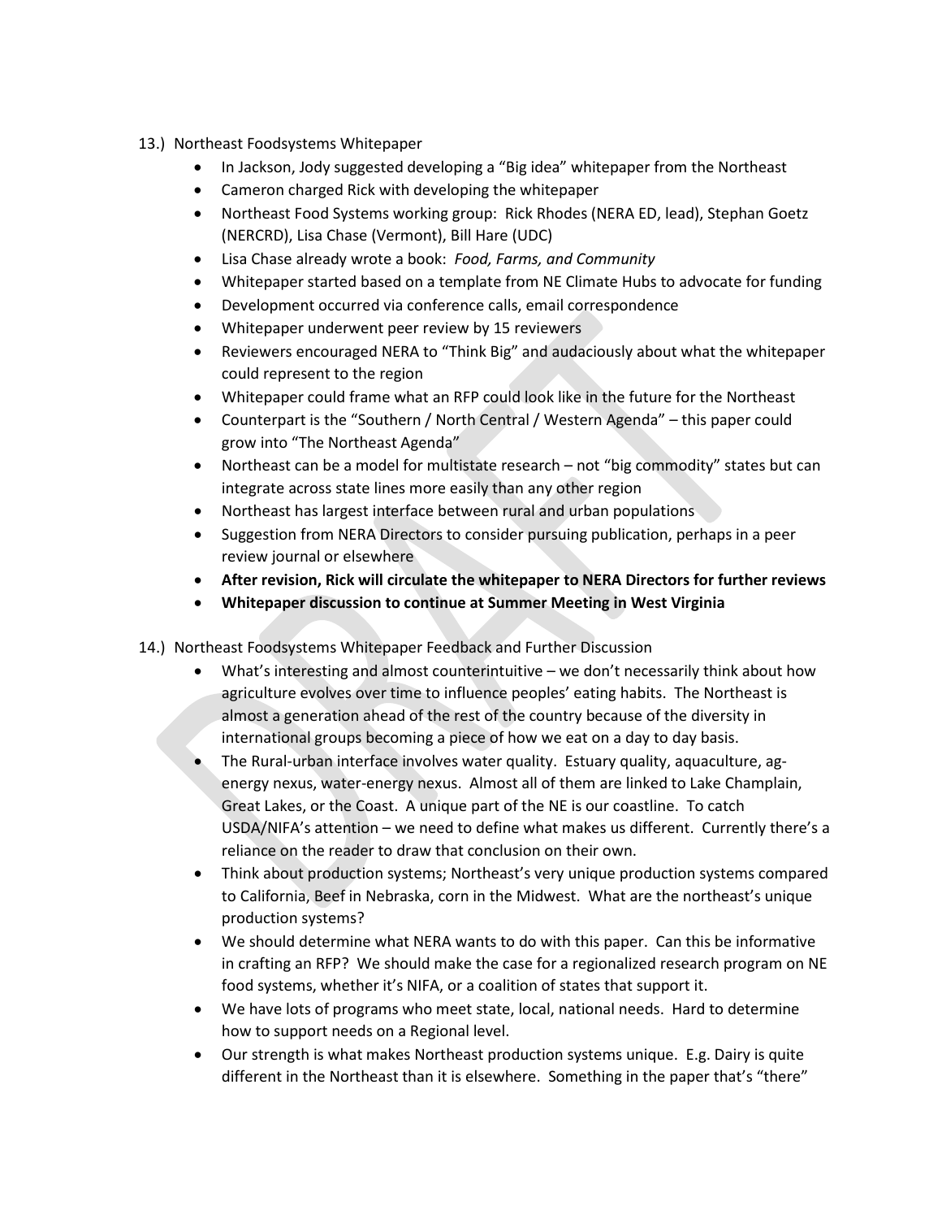13.) Northeast Foodsystems Whitepaper

- In Jackson, Jody suggested developing a "Big idea" whitepaper from the Northeast
- Cameron charged Rick with developing the whitepaper
- Northeast Food Systems working group: Rick Rhodes (NERA ED, lead), Stephan Goetz (NERCRD), Lisa Chase (Vermont), Bill Hare (UDC)
- Lisa Chase already wrote a book: *Food, Farms, and Community*
- Whitepaper started based on a template from NE Climate Hubs to advocate for funding
- Development occurred via conference calls, email correspondence
- Whitepaper underwent peer review by 15 reviewers
- Reviewers encouraged NERA to "Think Big" and audaciously about what the whitepaper could represent to the region
- Whitepaper could frame what an RFP could look like in the future for the Northeast
- Counterpart is the "Southern / North Central / Western Agenda" – this paper could grow into "The Northeast Agenda"
- Northeast can be a model for multistate research – not "big commodity" states but can integrate across state lines more easily than any other region
- Northeast has largest interface between rural and urban populations
- Suggestion from NERA Directors to consider pursuing publication, perhaps in a peer review journal or elsewhere
- **After revision, Rick will circulate the whitepaper to NERA Directors for further reviews**
- **Whitepaper discussion to continue at Summer Meeting in West Virginia**

14.) Northeast Foodsystems Whitepaper Feedback and Further Discussion

- What's interesting and almost counterintuitive – we don't necessarily think about how agriculture evolves over time to influence peoples' eating habits. The Northeast is almost a generation ahead of the rest of the country because of the diversity in international groups becoming a piece of how we eat on a day to day basis.
- The Rural-urban interface involves water quality. Estuary quality, aquaculture, ag-energy nexus, water-energy nexus. Almost all of them are linked to Lake Champlain, Great Lakes, or the Coast. A unique part of the NE is our coastline. To catch USDA/NIFA's attention – we need to define what makes us different. Currently there's a reliance on the reader to draw that conclusion on their own.
- Think about production systems; Northeast's very unique production systems compared to California, Beef in Nebraska, corn in the Midwest. What are the northeast's unique production systems?
- We should determine what NERA wants to do with this paper. Can this be informative in crafting an RFP? We should make the case for a regionalized research program on NE food systems, whether it's NIFA, or a coalition of states that support it.
- We have lots of programs who meet state, local, national needs. Hard to determine how to support needs on a Regional level.
- Our strength is what makes Northeast production systems unique. E.g. Dairy is quite different in the Northeast than it is elsewhere. Something in the paper that's "there"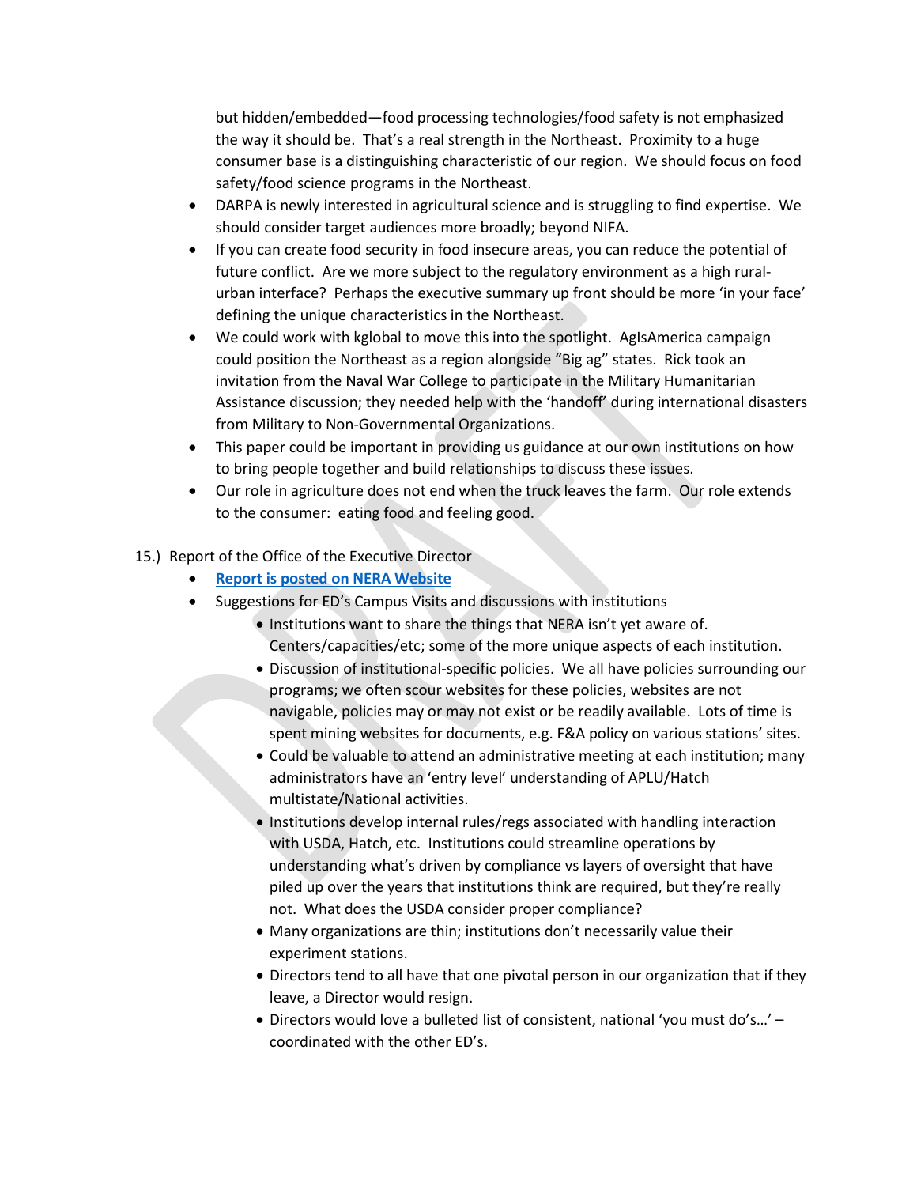but hidden/embedded—food processing technologies/food safety is not emphasized the way it should be. That's a real strength in the Northeast. Proximity to a huge consumer base is a distinguishing characteristic of our region. We should focus on food safety/food science programs in the Northeast.

- DARPA is newly interested in agricultural science and is struggling to find expertise. We should consider target audiences more broadly; beyond NIFA.
- If you can create food security in food insecure areas, you can reduce the potential of future conflict. Are we more subject to the regulatory environment as a high rural-urban interface? Perhaps the executive summary up front should be more 'in your face' defining the unique characteristics in the Northeast.
- We could work with kglobal to move this into the spotlight. AgIsAmerica campaign could position the Northeast as a region alongside "Big ag" states. Rick took an invitation from the Naval War College to participate in the Military Humanitarian Assistance discussion; they needed help with the 'handoff' during international disasters from Military to Non-Governmental Organizations.
- This paper could be important in providing us guidance at our own institutions on how to bring people together and build relationships to discuss these issues.
- Our role in agriculture does not end when the truck leaves the farm. Our role extends to the consumer: eating food and feeling good.

15.) Report of the Office of the Executive Director

- **Report is posted on NERA Website**
- Suggestions for ED's Campus Visits and discussions with institutions
  - Institutions want to share the things that NERA isn't yet aware of. Centers/capacities/etc; some of the more unique aspects of each institution.
  - Discussion of institutional-specific policies. We all have policies surrounding our programs; we often scour websites for these policies, websites are not navigable, policies may or may not exist or be readily available. Lots of time is spent mining websites for documents, e.g. F&A policy on various stations' sites.
  - Could be valuable to attend an administrative meeting at each institution; many administrators have an 'entry level' understanding of APLU/Hatch multistate/National activities.
  - Institutions develop internal rules/regs associated with handling interaction with USDA, Hatch, etc. Institutions could streamline operations by understanding what's driven by compliance vs layers of oversight that have piled up over the years that institutions think are required, but they're really not. What does the USDA consider proper compliance?
  - Many organizations are thin; institutions don't necessarily value their experiment stations.
  - Directors tend to all have that one pivotal person in our organization that if they leave, a Director would resign.
  - Directors would love a bulleted list of consistent, national 'you must do's…' – coordinated with the other ED's.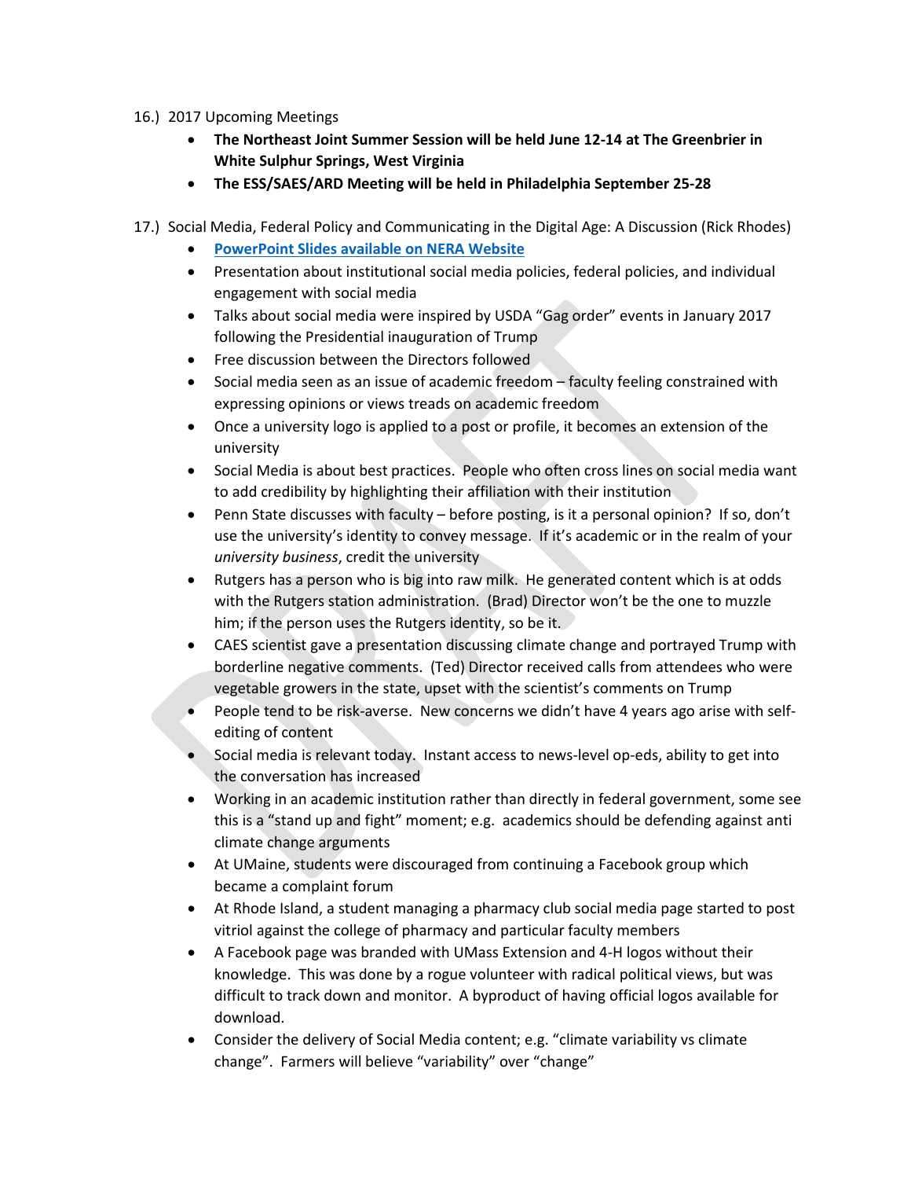16.) 2017 Upcoming Meetings

- **The Northeast Joint Summer Session will be held June 12-14 at The Greenbrier in White Sulphur Springs, West Virginia**
- **The ESS/SAES/ARD Meeting will be held in Philadelphia September 25-28**

17.) Social Media, Federal Policy and Communicating in the Digital Age: A Discussion (Rick Rhodes)

- **PowerPoint Slides available on NERA Website**
- Presentation about institutional social media policies, federal policies, and individual engagement with social media
- Talks about social media were inspired by USDA "Gag order" events in January 2017 following the Presidential inauguration of Trump
- Free discussion between the Directors followed
- Social media seen as an issue of academic freedom – faculty feeling constrained with expressing opinions or views treads on academic freedom
- Once a university logo is applied to a post or profile, it becomes an extension of the university
- Social Media is about best practices. People who often cross lines on social media want to add credibility by highlighting their affiliation with their institution
- Penn State discusses with faculty – before posting, is it a personal opinion? If so, don't use the university's identity to convey message. If it's academic or in the realm of your *university business*, credit the university
- Rutgers has a person who is big into raw milk. He generated content which is at odds with the Rutgers station administration. (Brad) Director won't be the one to muzzle him; if the person uses the Rutgers identity, so be it.
- CAES scientist gave a presentation discussing climate change and portrayed Trump with borderline negative comments. (Ted) Director received calls from attendees who were vegetable growers in the state, upset with the scientist's comments on Trump
- People tend to be risk-averse. New concerns we didn't have 4 years ago arise with self-editing of content
- Social media is relevant today. Instant access to news-level op-eds, ability to get into the conversation has increased
- Working in an academic institution rather than directly in federal government, some see this is a "stand up and fight" moment; e.g. academics should be defending against anti climate change arguments
- At UMaine, students were discouraged from continuing a Facebook group which became a complaint forum
- At Rhode Island, a student managing a pharmacy club social media page started to post vitriol against the college of pharmacy and particular faculty members
- A Facebook page was branded with UMass Extension and 4-H logos without their knowledge. This was done by a rogue volunteer with radical political views, but was difficult to track down and monitor. A byproduct of having official logos available for download.
- Consider the delivery of Social Media content; e.g. "climate variability vs climate change". Farmers will believe "variability" over "change"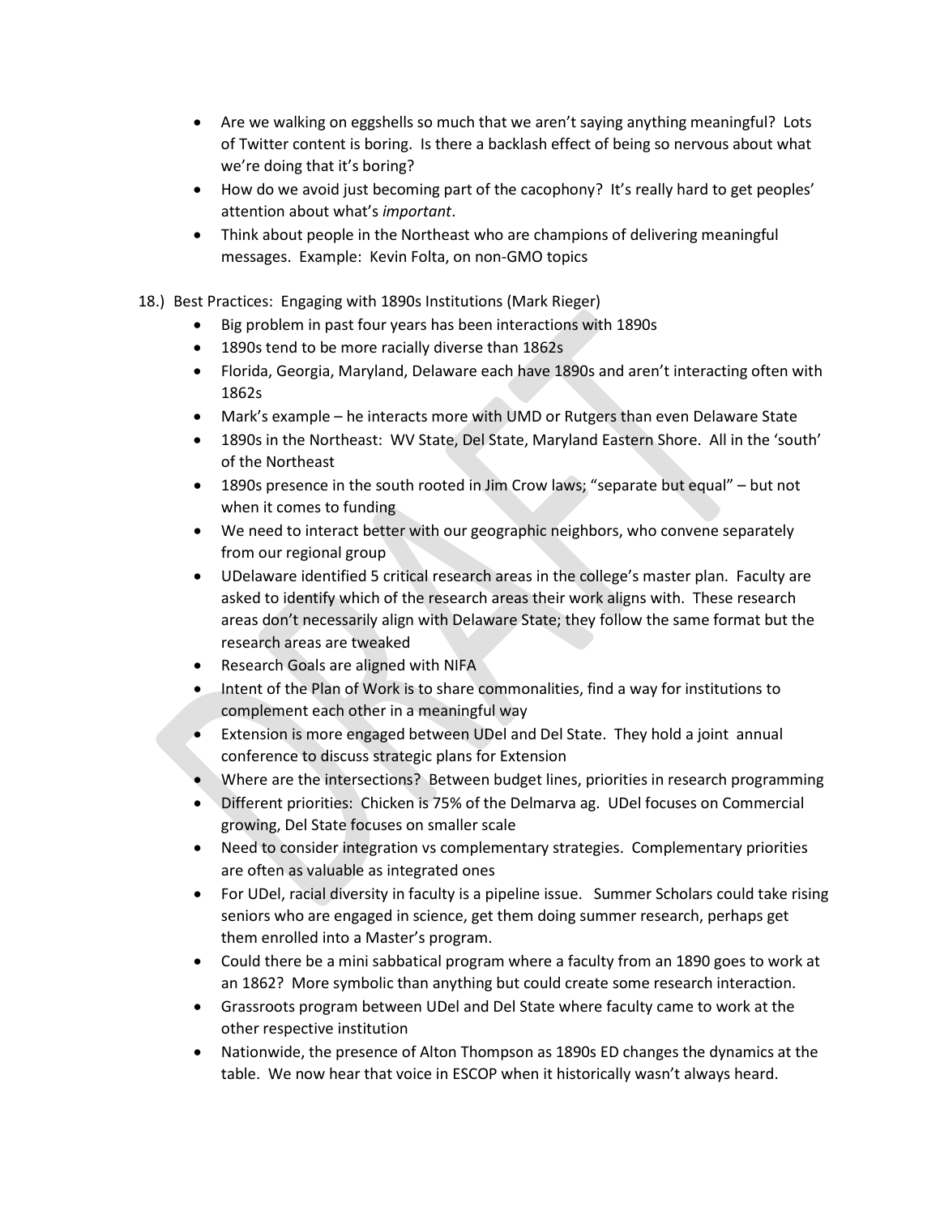- Are we walking on eggshells so much that we aren't saying anything meaningful? Lots of Twitter content is boring. Is there a backlash effect of being so nervous about what we're doing that it's boring?
- How do we avoid just becoming part of the cacophony? It's really hard to get peoples' attention about what's *important*.
- Think about people in the Northeast who are champions of delivering meaningful messages. Example: Kevin Folta, on non-GMO topics

18.) Best Practices: Engaging with 1890s Institutions (Mark Rieger)

- Big problem in past four years has been interactions with 1890s
- 1890s tend to be more racially diverse than 1862s
- Florida, Georgia, Maryland, Delaware each have 1890s and aren't interacting often with 1862s
- Mark's example – he interacts more with UMD or Rutgers than even Delaware State
- 1890s in the Northeast: WV State, Del State, Maryland Eastern Shore. All in the 'south' of the Northeast
- 1890s presence in the south rooted in Jim Crow laws; "separate but equal" – but not when it comes to funding
- We need to interact better with our geographic neighbors, who convene separately from our regional group
- UDelaware identified 5 critical research areas in the college's master plan. Faculty are asked to identify which of the research areas their work aligns with. These research areas don't necessarily align with Delaware State; they follow the same format but the research areas are tweaked
- Research Goals are aligned with NIFA
- Intent of the Plan of Work is to share commonalities, find a way for institutions to complement each other in a meaningful way
- Extension is more engaged between UDel and Del State. They hold a joint annual conference to discuss strategic plans for Extension
- Where are the intersections? Between budget lines, priorities in research programming
- Different priorities: Chicken is 75% of the Delmarva ag. UDel focuses on Commercial growing, Del State focuses on smaller scale
- Need to consider integration vs complementary strategies. Complementary priorities are often as valuable as integrated ones
- For UDel, racial diversity in faculty is a pipeline issue. Summer Scholars could take rising seniors who are engaged in science, get them doing summer research, perhaps get them enrolled into a Master's program.
- Could there be a mini sabbatical program where a faculty from an 1890 goes to work at an 1862? More symbolic than anything but could create some research interaction.
- Grassroots program between UDel and Del State where faculty came to work at the other respective institution
- Nationwide, the presence of Alton Thompson as 1890s ED changes the dynamics at the table. We now hear that voice in ESCOP when it historically wasn't always heard.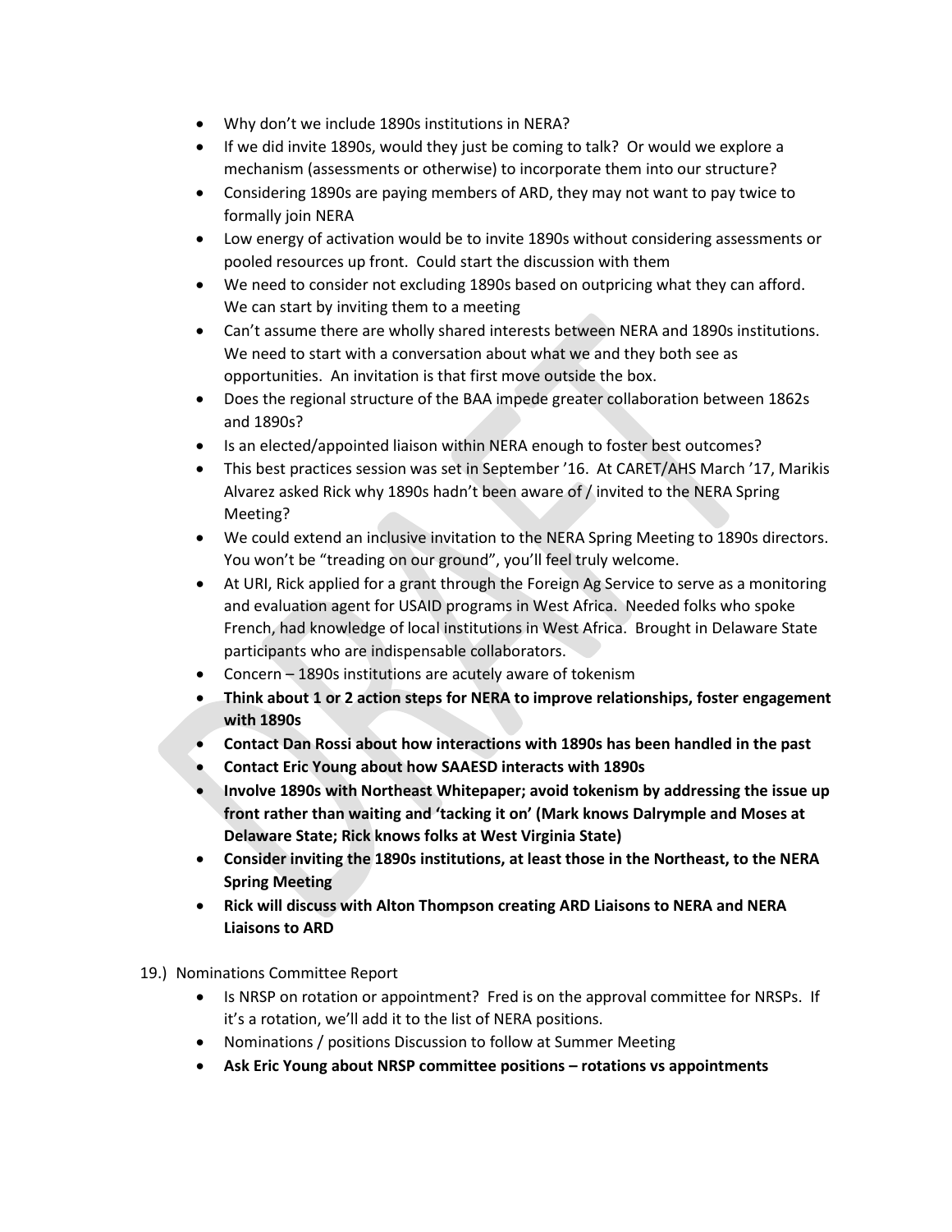- Why don't we include 1890s institutions in NERA?
- If we did invite 1890s, would they just be coming to talk? Or would we explore a mechanism (assessments or otherwise) to incorporate them into our structure?
- Considering 1890s are paying members of ARD, they may not want to pay twice to formally join NERA
- Low energy of activation would be to invite 1890s without considering assessments or pooled resources up front. Could start the discussion with them
- We need to consider not excluding 1890s based on outpricing what they can afford. We can start by inviting them to a meeting
- Can't assume there are wholly shared interests between NERA and 1890s institutions. We need to start with a conversation about what we and they both see as opportunities. An invitation is that first move outside the box.
- Does the regional structure of the BAA impede greater collaboration between 1862s and 1890s?
- Is an elected/appointed liaison within NERA enough to foster best outcomes?
- This best practices session was set in September '16. At CARET/AHS March '17, Marikis Alvarez asked Rick why 1890s hadn't been aware of / invited to the NERA Spring Meeting?
- We could extend an inclusive invitation to the NERA Spring Meeting to 1890s directors. You won't be "treading on our ground", you'll feel truly welcome.
- At URI, Rick applied for a grant through the Foreign Ag Service to serve as a monitoring and evaluation agent for USAID programs in West Africa. Needed folks who spoke French, had knowledge of local institutions in West Africa. Brought in Delaware State participants who are indispensable collaborators.
- Concern – 1890s institutions are acutely aware of tokenism
- **Think about 1 or 2 action steps for NERA to improve relationships, foster engagement with 1890s**
- **Contact Dan Rossi about how interactions with 1890s has been handled in the past**
- **Contact Eric Young about how SAAESD interacts with 1890s**
- **Involve 1890s with Northeast Whitepaper; avoid tokenism by addressing the issue up front rather than waiting and 'tacking it on' (Mark knows Dalrymple and Moses at Delaware State; Rick knows folks at West Virginia State)**
- **Consider inviting the 1890s institutions, at least those in the Northeast, to the NERA Spring Meeting**
- **Rick will discuss with Alton Thompson creating ARD Liaisons to NERA and NERA Liaisons to ARD**

19.) Nominations Committee Report

- Is NRSP on rotation or appointment? Fred is on the approval committee for NRSPs. If it's a rotation, we'll add it to the list of NERA positions.
- Nominations / positions Discussion to follow at Summer Meeting
- **Ask Eric Young about NRSP committee positions – rotations vs appointments**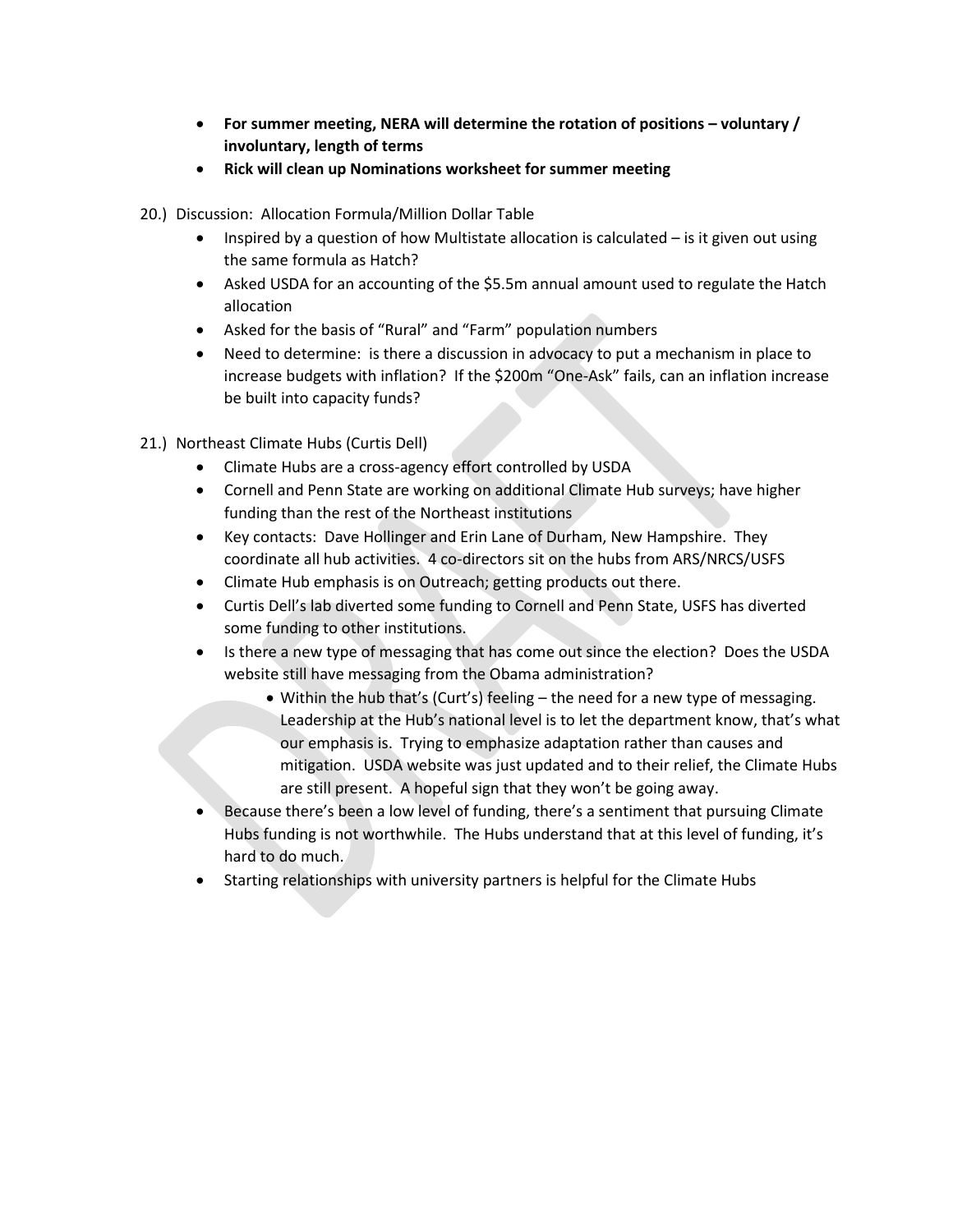- **For summer meeting, NERA will determine the rotation of positions – voluntary / involuntary, length of terms**
- **Rick will clean up Nominations worksheet for summer meeting**

20.) Discussion: Allocation Formula/Million Dollar Table

- Inspired by a question of how Multistate allocation is calculated – is it given out using the same formula as Hatch?
- Asked USDA for an accounting of the $5.5m annual amount used to regulate the Hatch allocation
- Asked for the basis of "Rural" and "Farm" population numbers
- Need to determine: is there a discussion in advocacy to put a mechanism in place to increase budgets with inflation? If the $200m "One-Ask" fails, can an inflation increase be built into capacity funds?

21.) Northeast Climate Hubs (Curtis Dell)

- Climate Hubs are a cross-agency effort controlled by USDA
- Cornell and Penn State are working on additional Climate Hub surveys; have higher funding than the rest of the Northeast institutions
- Key contacts: Dave Hollinger and Erin Lane of Durham, New Hampshire. They coordinate all hub activities. 4 co-directors sit on the hubs from ARS/NRCS/USFS
- Climate Hub emphasis is on Outreach; getting products out there.
- Curtis Dell's lab diverted some funding to Cornell and Penn State, USFS has diverted some funding to other institutions.
- Is there a new type of messaging that has come out since the election? Does the USDA website still have messaging from the Obama administration?
    - Within the hub that's (Curt's) feeling – the need for a new type of messaging. Leadership at the Hub's national level is to let the department know, that's what our emphasis is. Trying to emphasize adaptation rather than causes and mitigation. USDA website was just updated and to their relief, the Climate Hubs are still present. A hopeful sign that they won't be going away.
- Because there's been a low level of funding, there's a sentiment that pursuing Climate Hubs funding is not worthwhile. The Hubs understand that at this level of funding, it's hard to do much.
- Starting relationships with university partners is helpful for the Climate Hubs